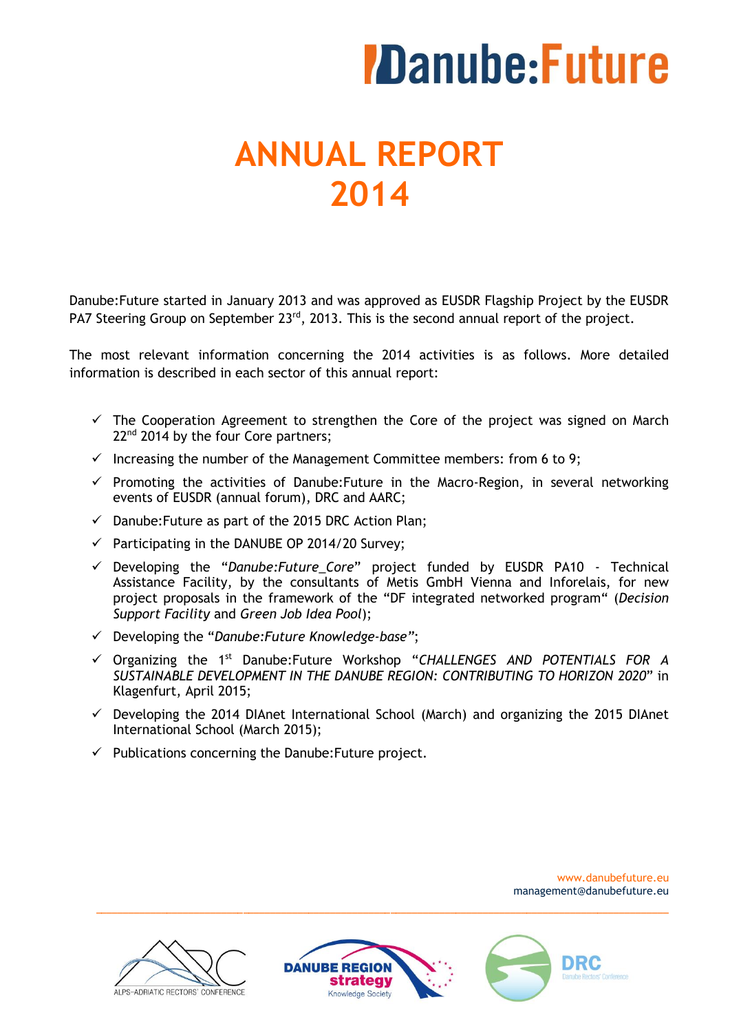# Danube:Future

# ANNUAL REPORT 2014

Danube:Future started in January 2013 and was approved as EUSDR Flagship Project by the EUSDR PA7 Steering Group on September 23rd, 2013. This is the second annual report of the project.

The most relevant information concerning the 2014 activities is as follows. More detailed information is described in each sector of this annual report:

- ✓ The Cooperation Agreement to strengthen the Core of the project was signed on March 22nd 2014 by the four Core partners;
- ✓ Increasing the number of the Management Committee members: from 6 to 9;
- ✓ Promoting the activities of Danube:Future in the Macro-Region, in several networking events of EUSDR (annual forum), DRC and AARC;
- ✓ Danube:Future as part of the 2015 DRC Action Plan;
- ✓ Participating in the DANUBE OP 2014/20 Survey;
- ✓ Developing the "*Danube:Future_Core*" project funded by EUSDR PA10 - Technical Assistance Facility, by the consultants of Metis GmbH Vienna and Inforelais, for new project proposals in the framework of the "DF integrated networked program" (*Decision Support Facility* and *Green Job Idea Pool*);
- ✓ Developing the "*Danube:Future Knowledge-base*";
- ✓ Organizing the 1st Danube:Future Workshop "*CHALLENGES AND POTENTIALS FOR A SUSTAINABLE DEVELOPMENT IN THE DANUBE REGION: CONTRIBUTING TO HORIZON 2020*" in Klagenfurt, April 2015;
- ✓ Developing the 2014 DIAnet International School (March) and organizing the 2015 DIAnet International School (March 2015);
- ✓ Publications concerning the Danube:Future project.

www.danubefuture.eu
management@danubefuture.eu

ALPS-ADRIATIC RECTORS' CONFERENCE — DANUBE REGION strategy Knowledge Society — DRC Danube Rectors' Conference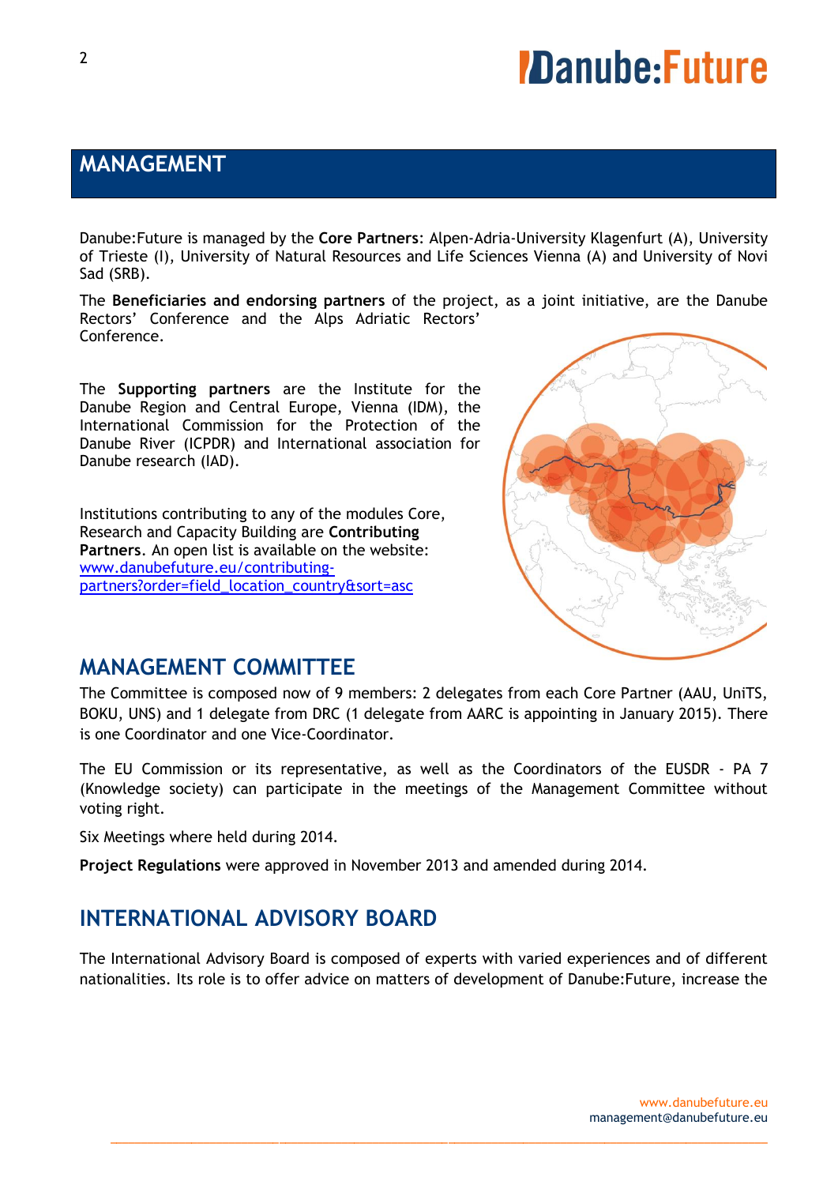## MANAGEMENT

Danube:Future is managed by the **Core Partners**: Alpen-Adria-University Klagenfurt (A), University of Trieste (I), University of Natural Resources and Life Sciences Vienna (A) and University of Novi Sad (SRB).

The **Beneficiaries and endorsing partners** of the project, as a joint initiative, are the Danube Rectors' Conference and the Alps Adriatic Rectors' Conference.

The **Supporting partners** are the Institute for the Danube Region and Central Europe, Vienna (IDM), the International Commission for the Protection of the Danube River (ICPDR) and International association for Danube research (IAD).

Institutions contributing to any of the modules Core, Research and Capacity Building are **Contributing Partners**. An open list is available on the website: [www.danubefuture.eu/contributing-partners?order=field_location_country&sort=asc](www.danubefuture.eu/contributing-partners?order=field_location_country&sort=asc)

## MANAGEMENT COMMITTEE

The Committee is composed now of 9 members: 2 delegates from each Core Partner (AAU, UniTS, BOKU, UNS) and 1 delegate from DRC (1 delegate from AARC is appointing in January 2015). There is one Coordinator and one Vice-Coordinator.

The EU Commission or its representative, as well as the Coordinators of the EUSDR - PA 7 (Knowledge society) can participate in the meetings of the Management Committee without voting right.

Six Meetings where held during 2014.

**Project Regulations** were approved in November 2013 and amended during 2014.

## INTERNATIONAL ADVISORY BOARD

The International Advisory Board is composed of experts with varied experiences and of different nationalities. Its role is to offer advice on matters of development of Danube:Future, increase the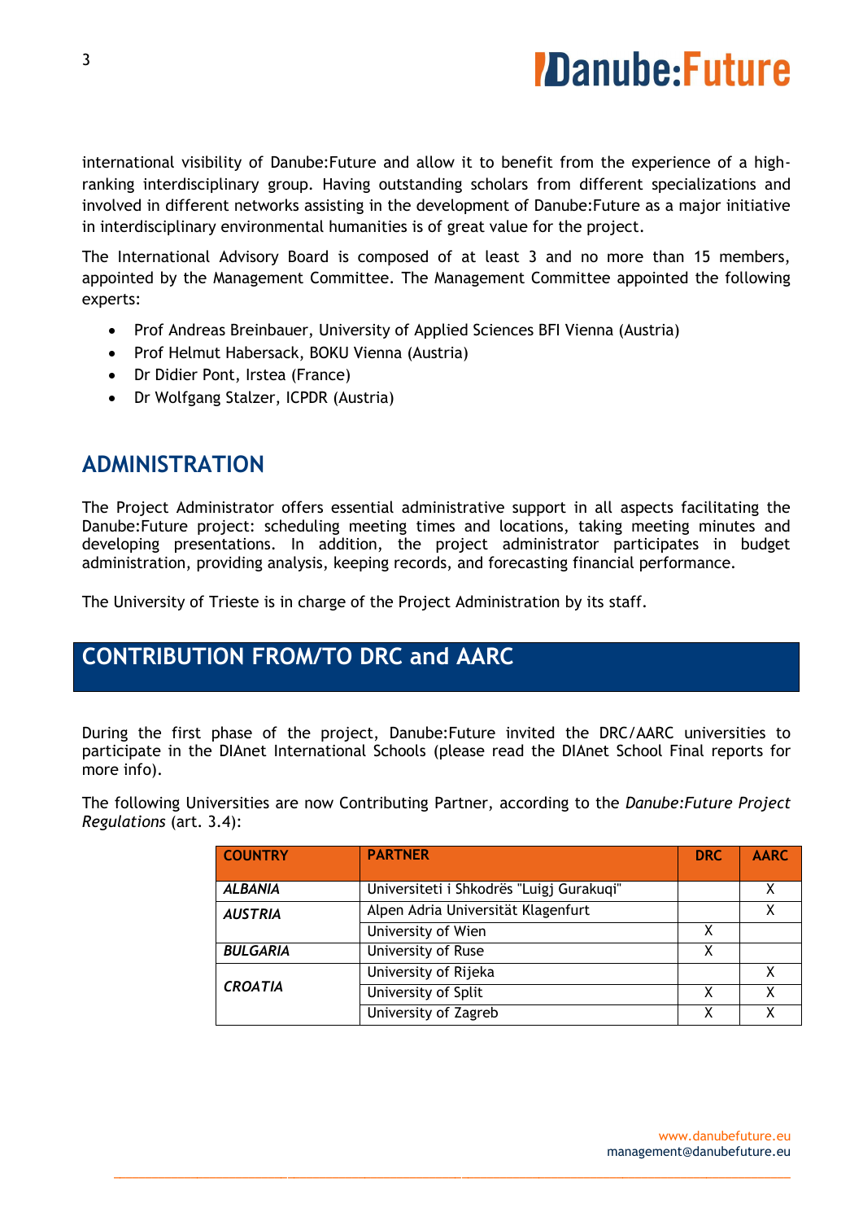international visibility of Danube:Future and allow it to benefit from the experience of a high-ranking interdisciplinary group. Having outstanding scholars from different specializations and involved in different networks assisting in the development of Danube:Future as a major initiative in interdisciplinary environmental humanities is of great value for the project.

The International Advisory Board is composed of at least 3 and no more than 15 members, appointed by the Management Committee. The Management Committee appointed the following experts:

- Prof Andreas Breinbauer, University of Applied Sciences BFI Vienna (Austria)
- Prof Helmut Habersack, BOKU Vienna (Austria)
- Dr Didier Pont, Irstea (France)
- Dr Wolfgang Stalzer, ICPDR (Austria)

## ADMINISTRATION

The Project Administrator offers essential administrative support in all aspects facilitating the Danube:Future project: scheduling meeting times and locations, taking meeting minutes and developing presentations. In addition, the project administrator participates in budget administration, providing analysis, keeping records, and forecasting financial performance.

The University of Trieste is in charge of the Project Administration by its staff.

## CONTRIBUTION FROM/TO DRC and AARC

During the first phase of the project, Danube:Future invited the DRC/AARC universities to participate in the DIAnet International Schools (please read the DIAnet School Final reports for more info).

The following Universities are now Contributing Partner, according to the *Danube:Future Project Regulations* (art. 3.4):

| COUNTRY | PARTNER | DRC | AARC |
|---|---|---|---|
| *ALBANIA* | Universiteti i Shkodrës "Luigj Gurakuqi" | | X |
| *AUSTRIA* | Alpen Adria Universität Klagenfurt | | X |
| | University of Wien | X | |
| *BULGARIA* | University of Ruse | X | |
| *CROATIA* | University of Rijeka | | X |
| | University of Split | X | X |
| | University of Zagreb | X | X |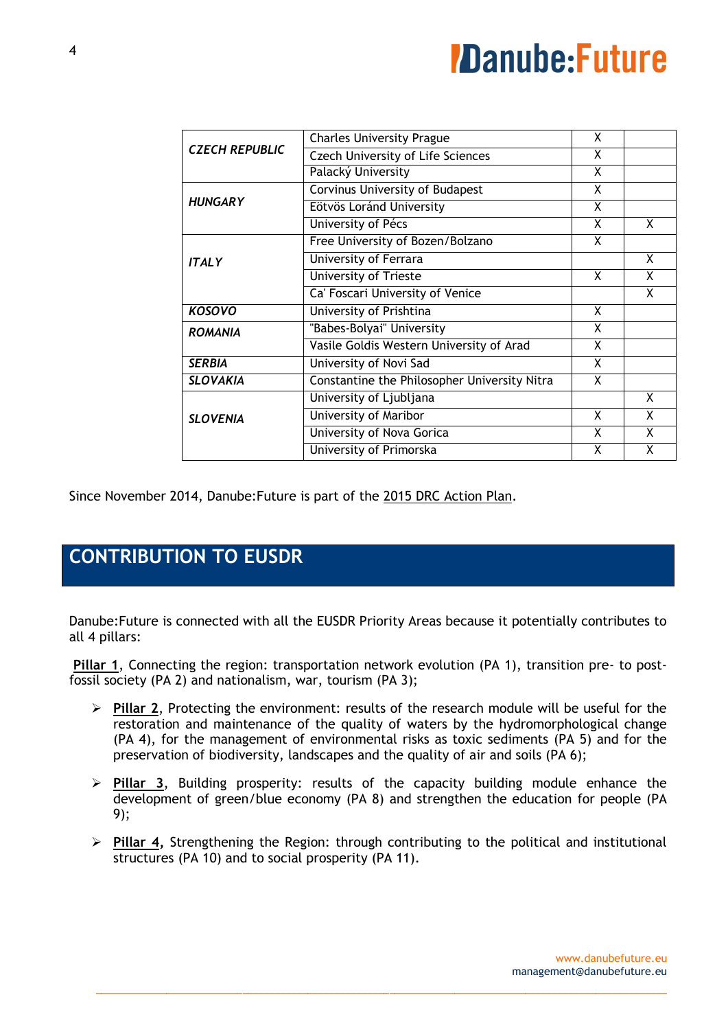| | | | |
|---|---|---|---|
| ***CZECH REPUBLIC*** | Charles University Prague | X | |
| | Czech University of Life Sciences | X | |
| | Palacký University | X | |
| ***HUNGARY*** | Corvinus University of Budapest | X | |
| | Eötvös Loránd University | X | |
| | University of Pécs | X | X |
| ***ITALY*** | Free University of Bozen/Bolzano | X | |
| | University of Ferrara | | X |
| | University of Trieste | X | X |
| | Ca' Foscari University of Venice | | X |
| ***KOSOVO*** | University of Prishtina | X | |
| ***ROMANIA*** | "Babes-Bolyai" University | X | |
| | Vasile Goldis Western University of Arad | X | |
| ***SERBIA*** | University of Novi Sad | X | |
| ***SLOVAKIA*** | Constantine the Philosopher University Nitra | X | |
| ***SLOVENIA*** | University of Ljubljana | | X |
| | University of Maribor | X | X |
| | University of Nova Gorica | X | X |
| | University of Primorska | X | X |

Since November 2014, Danube:Future is part of the 2015 DRC Action Plan.

## CONTRIBUTION TO EUSDR

Danube:Future is connected with all the EUSDR Priority Areas because it potentially contributes to all 4 pillars:

**Pillar 1**, Connecting the region: transportation network evolution (PA 1), transition pre- to post-fossil society (PA 2) and nationalism, war, tourism (PA 3);

- **Pillar 2**, Protecting the environment: results of the research module will be useful for the restoration and maintenance of the quality of waters by the hydromorphological change (PA 4), for the management of environmental risks as toxic sediments (PA 5) and for the preservation of biodiversity, landscapes and the quality of air and soils (PA 6);
- **Pillar 3**, Building prosperity: results of the capacity building module enhance the development of green/blue economy (PA 8) and strengthen the education for people (PA 9);
- **Pillar 4,** Strengthening the Region: through contributing to the political and institutional structures (PA 10) and to social prosperity (PA 11).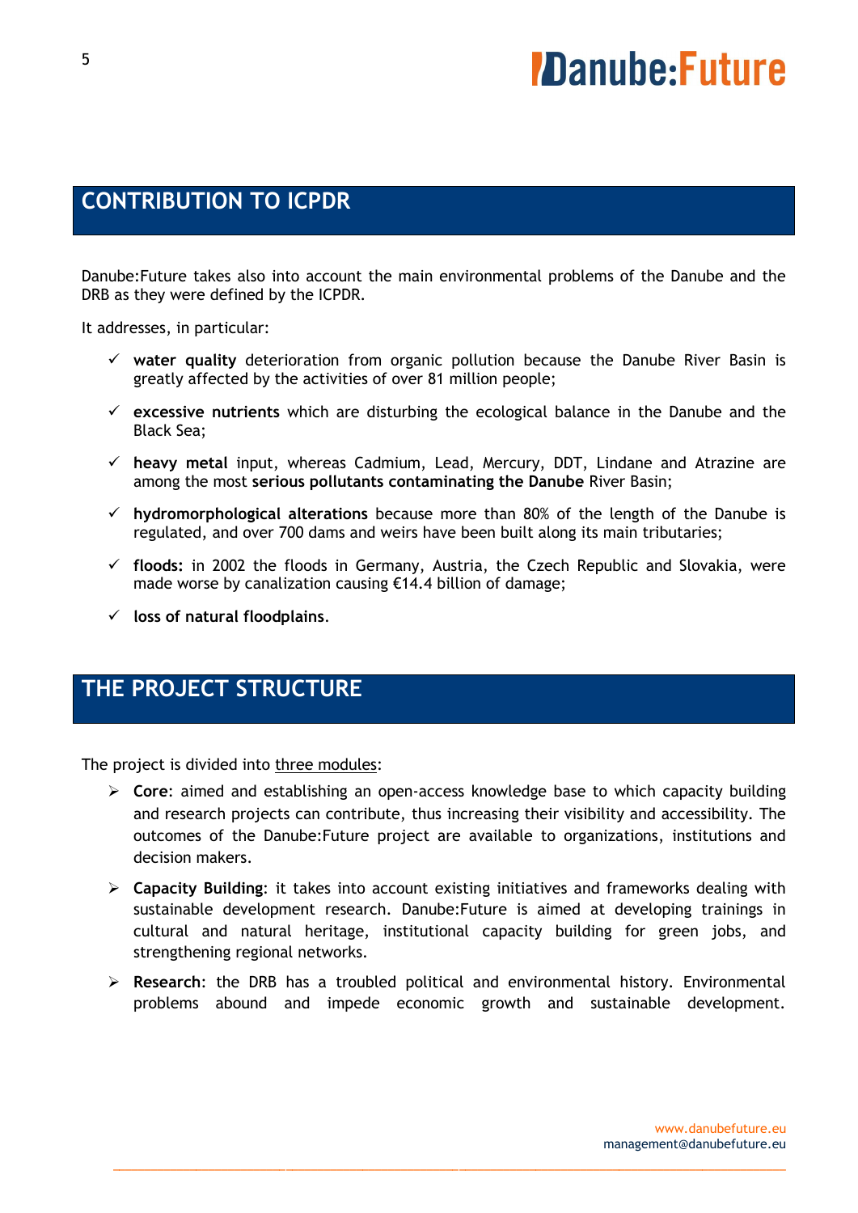## CONTRIBUTION TO ICPDR

Danube:Future takes also into account the main environmental problems of the Danube and the DRB as they were defined by the ICPDR.

It addresses, in particular:

- ✓ **water quality** deterioration from organic pollution because the Danube River Basin is greatly affected by the activities of over 81 million people;
- ✓ **excessive nutrients** which are disturbing the ecological balance in the Danube and the Black Sea;
- ✓ **heavy metal** input, whereas Cadmium, Lead, Mercury, DDT, Lindane and Atrazine are among the most **serious pollutants contaminating the Danube** River Basin;
- ✓ **hydromorphological alterations** because more than 80% of the length of the Danube is regulated, and over 700 dams and weirs have been built along its main tributaries;
- ✓ **floods:** in 2002 the floods in Germany, Austria, the Czech Republic and Slovakia, were made worse by canalization causing €14.4 billion of damage;
- ✓ **loss of natural floodplains**.

## THE PROJECT STRUCTURE

The project is divided into three modules:

- **Core**: aimed and establishing an open-access knowledge base to which capacity building and research projects can contribute, thus increasing their visibility and accessibility. The outcomes of the Danube:Future project are available to organizations, institutions and decision makers.
- **Capacity Building**: it takes into account existing initiatives and frameworks dealing with sustainable development research. Danube:Future is aimed at developing trainings in cultural and natural heritage, institutional capacity building for green jobs, and strengthening regional networks.
- **Research**: the DRB has a troubled political and environmental history. Environmental problems abound and impede economic growth and sustainable development.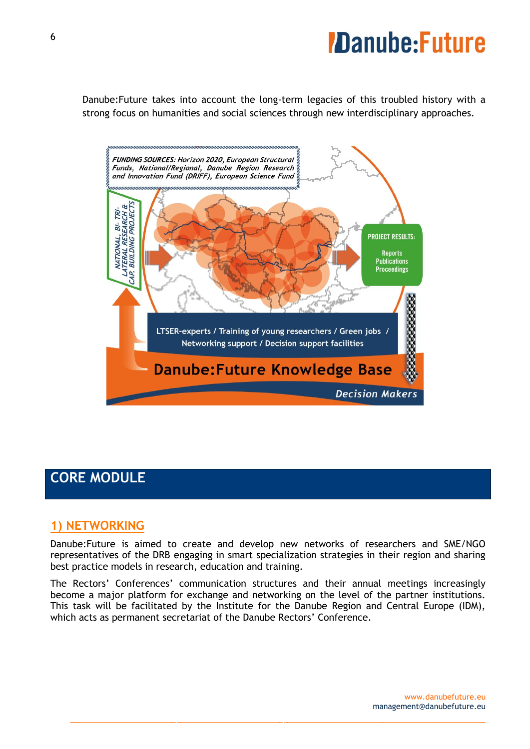Danube:Future takes into account the long-term legacies of this troubled history with a strong focus on humanities and social sciences through new interdisciplinary approaches.

*FUNDING SOURCES: Horizon 2020, European Structural Funds, National/Regional, Danube Region Research and Innovation Fund (DRIFF), European Science Fund*

*NATIONAL, BI- TRI-LATERAL RESEARCH & CAP. BUILDING PROJECTS*

PROJECT RESULTS: Reports Publications Proceedings

LTSER-experts / Training of young researchers / Green jobs / Networking support / Decision support facilities

**Danube:Future Knowledge Base**

*Decision Makers*

## CORE MODULE

### 1) NETWORKING

Danube:Future is aimed to create and develop new networks of researchers and SME/NGO representatives of the DRB engaging in smart specialization strategies in their region and sharing best practice models in research, education and training.

The Rectors' Conferences' communication structures and their annual meetings increasingly become a major platform for exchange and networking on the level of the partner institutions. This task will be facilitated by the Institute for the Danube Region and Central Europe (IDM), which acts as permanent secretariat of the Danube Rectors' Conference.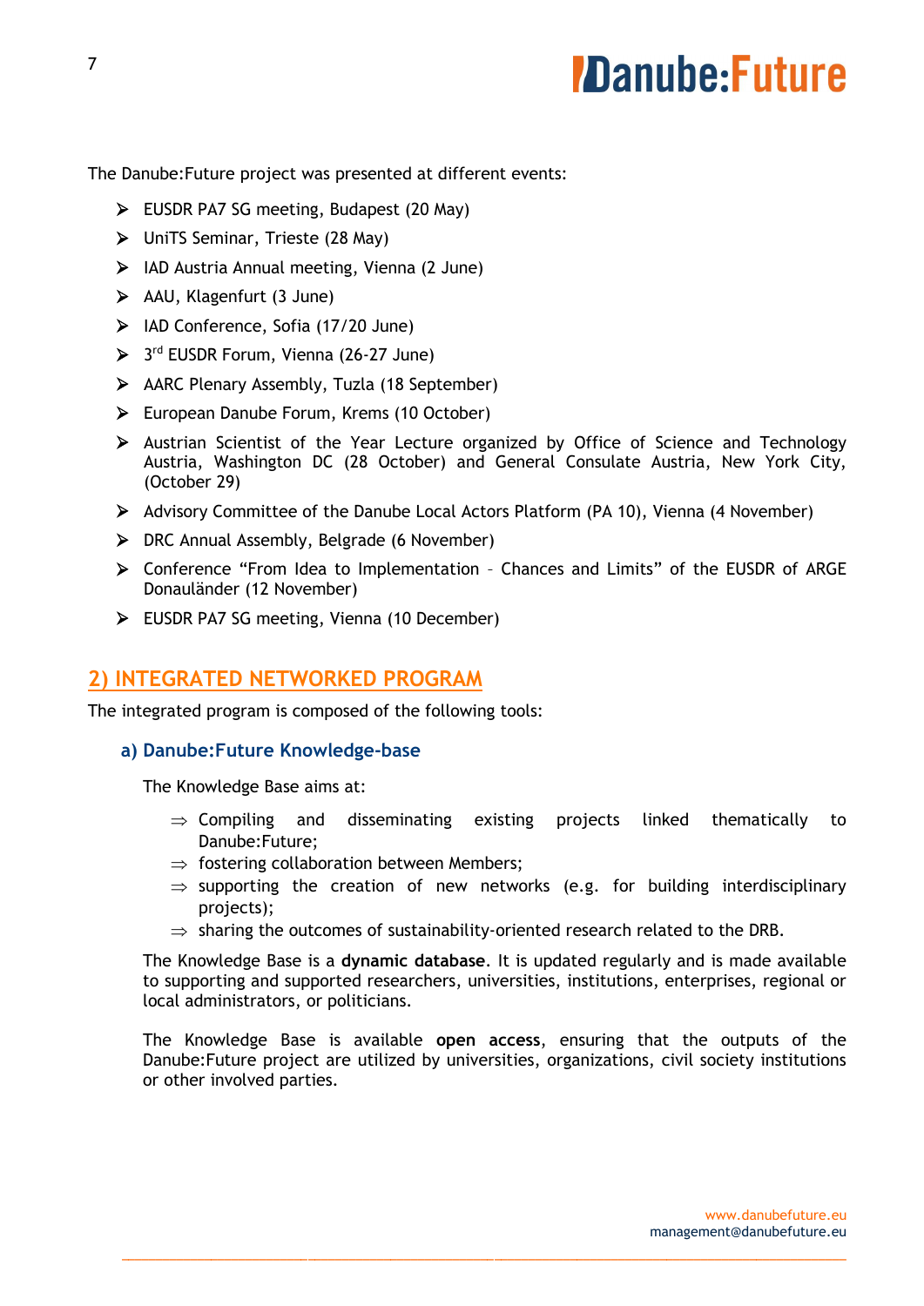The Danube:Future project was presented at different events:

- EUSDR PA7 SG meeting, Budapest (20 May)
- UniTS Seminar, Trieste (28 May)
- IAD Austria Annual meeting, Vienna (2 June)
- AAU, Klagenfurt (3 June)
- IAD Conference, Sofia (17/20 June)
- 3rd EUSDR Forum, Vienna (26-27 June)
- AARC Plenary Assembly, Tuzla (18 September)
- European Danube Forum, Krems (10 October)
- Austrian Scientist of the Year Lecture organized by Office of Science and Technology Austria, Washington DC (28 October) and General Consulate Austria, New York City, (October 29)
- Advisory Committee of the Danube Local Actors Platform (PA 10), Vienna (4 November)
- DRC Annual Assembly, Belgrade (6 November)
- Conference "From Idea to Implementation – Chances and Limits" of the EUSDR of ARGE Donauländer (12 November)
- EUSDR PA7 SG meeting, Vienna (10 December)

## 2) INTEGRATED NETWORKED PROGRAM

The integrated program is composed of the following tools:

### a) Danube:Future Knowledge-base

The Knowledge Base aims at:

- ⇒ Compiling and disseminating existing projects linked thematically to Danube:Future;
- ⇒ fostering collaboration between Members;
- ⇒ supporting the creation of new networks (e.g. for building interdisciplinary projects);
- ⇒ sharing the outcomes of sustainability-oriented research related to the DRB.

The Knowledge Base is a **dynamic database**. It is updated regularly and is made available to supporting and supported researchers, universities, institutions, enterprises, regional or local administrators, or politicians.

The Knowledge Base is available **open access**, ensuring that the outputs of the Danube:Future project are utilized by universities, organizations, civil society institutions or other involved parties.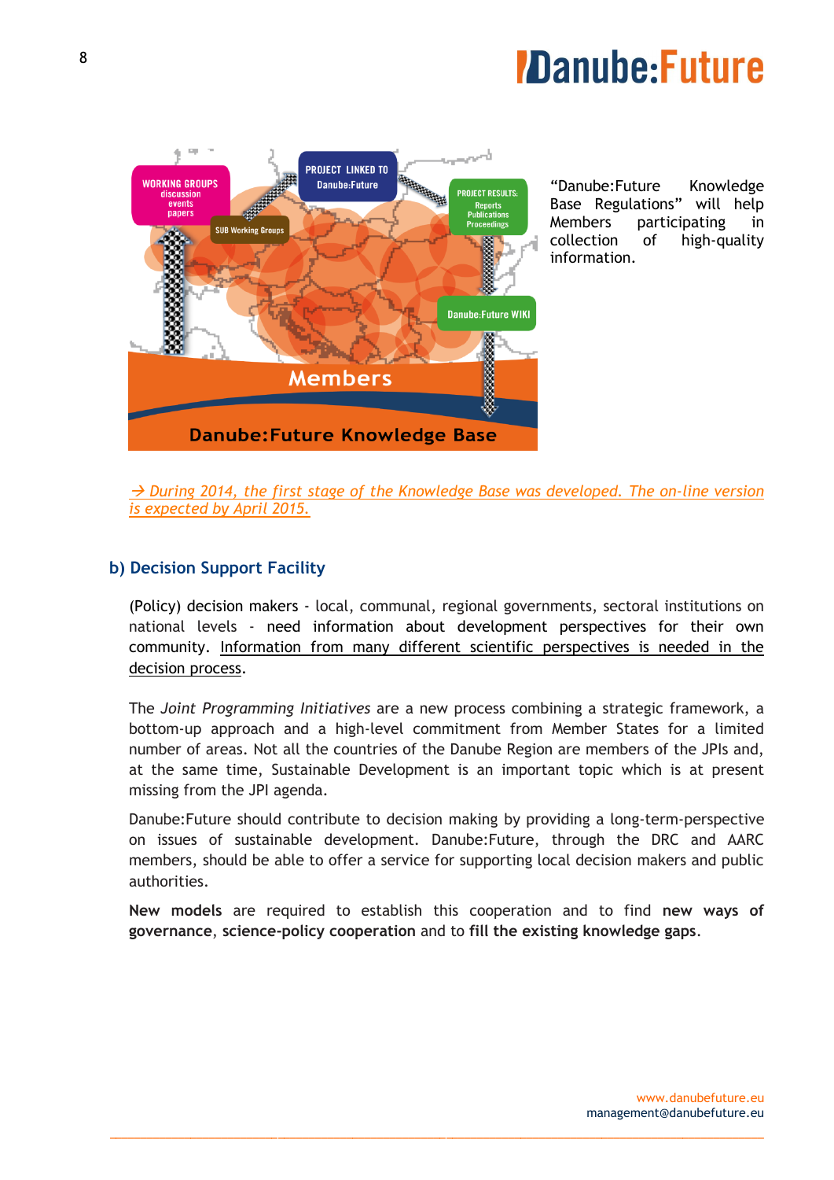"Danube:Future Knowledge Base Regulations" will help Members participating in collection of high-quality information.

*→ During 2014, the first stage of the Knowledge Base was developed. The on-line version is expected by April 2015.*

## b) Decision Support Facility

(Policy) decision makers - local, communal, regional governments, sectoral institutions on national levels - need information about development perspectives for their own community. Information from many different scientific perspectives is needed in the decision process.

The *Joint Programming Initiatives* are a new process combining a strategic framework, a bottom-up approach and a high-level commitment from Member States for a limited number of areas. Not all the countries of the Danube Region are members of the JPIs and, at the same time, Sustainable Development is an important topic which is at present missing from the JPI agenda.

Danube:Future should contribute to decision making by providing a long-term-perspective on issues of sustainable development. Danube:Future, through the DRC and AARC members, should be able to offer a service for supporting local decision makers and public authorities.

**New models** are required to establish this cooperation and to find **new ways of governance**, **science-policy cooperation** and to **fill the existing knowledge gaps**.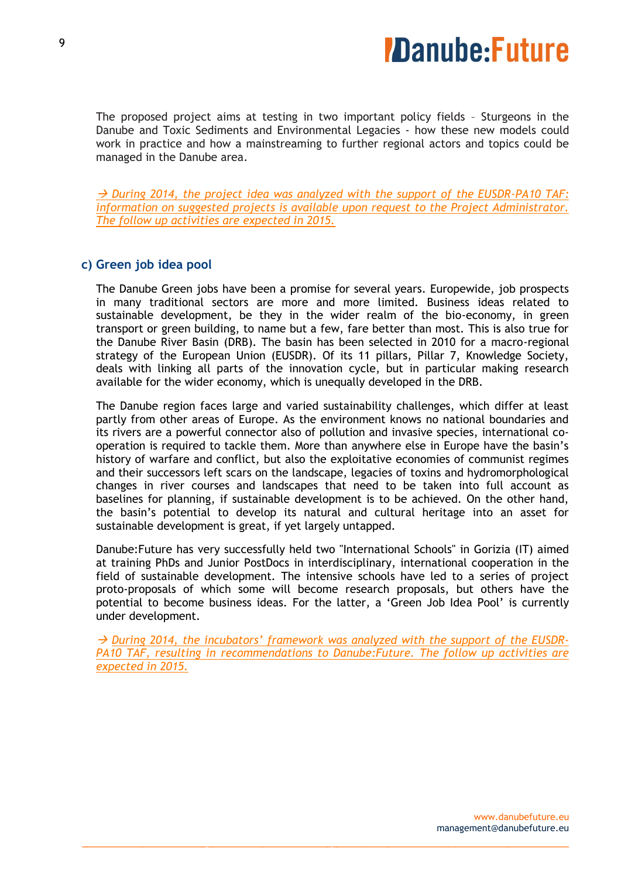The proposed project aims at testing in two important policy fields – Sturgeons in the Danube and Toxic Sediments and Environmental Legacies - how these new models could work in practice and how a mainstreaming to further regional actors and topics could be managed in the Danube area.

*→ During 2014, the project idea was analyzed with the support of the EUSDR-PA10 TAF: information on suggested projects is available upon request to the Project Administrator. The follow up activities are expected in 2015.*

### c) Green job idea pool

The Danube Green jobs have been a promise for several years. Europewide, job prospects in many traditional sectors are more and more limited. Business ideas related to sustainable development, be they in the wider realm of the bio-economy, in green transport or green building, to name but a few, fare better than most. This is also true for the Danube River Basin (DRB). The basin has been selected in 2010 for a macro-regional strategy of the European Union (EUSDR). Of its 11 pillars, Pillar 7, Knowledge Society, deals with linking all parts of the innovation cycle, but in particular making research available for the wider economy, which is unequally developed in the DRB.

The Danube region faces large and varied sustainability challenges, which differ at least partly from other areas of Europe. As the environment knows no national boundaries and its rivers are a powerful connector also of pollution and invasive species, international co-operation is required to tackle them. More than anywhere else in Europe have the basin's history of warfare and conflict, but also the exploitative economies of communist regimes and their successors left scars on the landscape, legacies of toxins and hydromorphological changes in river courses and landscapes that need to be taken into full account as baselines for planning, if sustainable development is to be achieved. On the other hand, the basin's potential to develop its natural and cultural heritage into an asset for sustainable development is great, if yet largely untapped.

Danube:Future has very successfully held two "International Schools" in Gorizia (IT) aimed at training PhDs and Junior PostDocs in interdisciplinary, international cooperation in the field of sustainable development. The intensive schools have led to a series of project proto-proposals of which some will become research proposals, but others have the potential to become business ideas. For the latter, a 'Green Job Idea Pool' is currently under development.

*→ During 2014, the incubators' framework was analyzed with the support of the EUSDR-PA10 TAF, resulting in recommendations to Danube:Future. The follow up activities are expected in 2015.*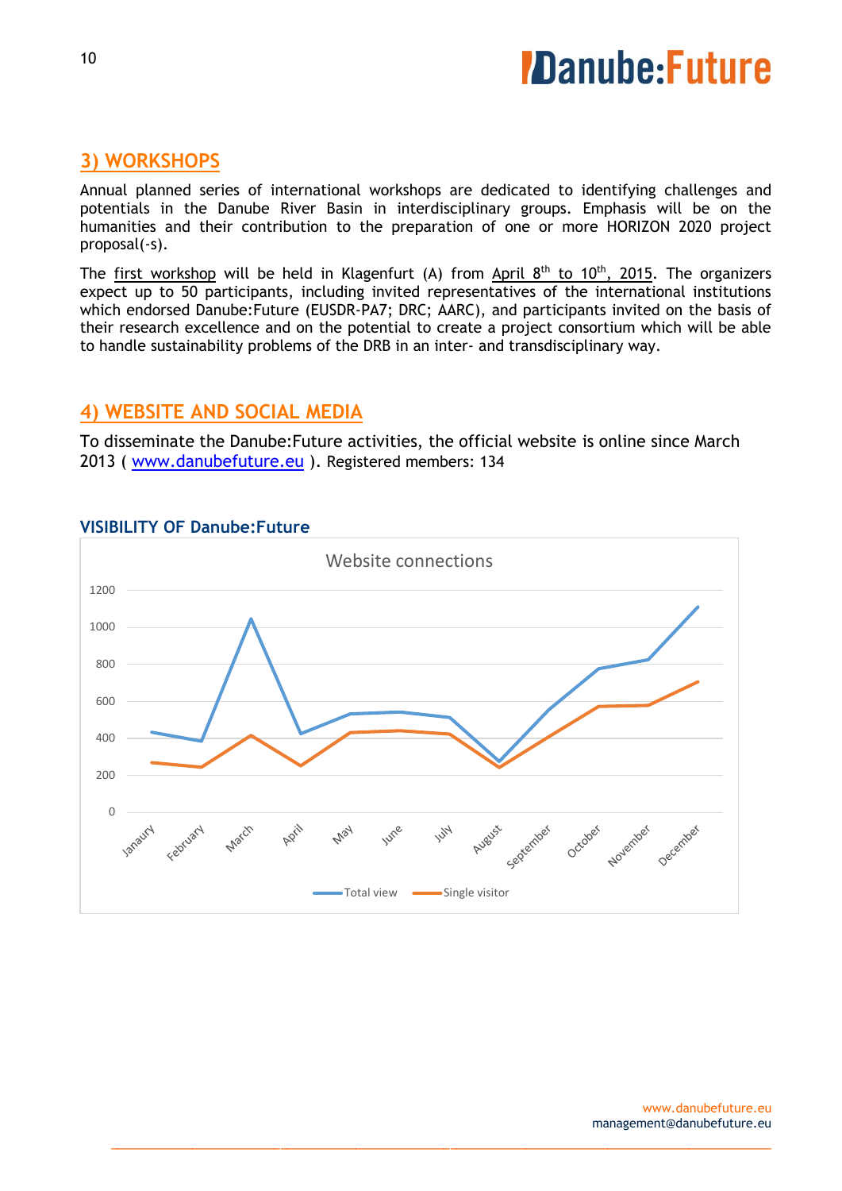## 3) WORKSHOPS

Annual planned series of international workshops are dedicated to identifying challenges and potentials in the Danube River Basin in interdisciplinary groups. Emphasis will be on the humanities and their contribution to the preparation of one or more HORIZON 2020 project proposal(-s).

The first workshop will be held in Klagenfurt (A) from April 8th to 10th, 2015. The organizers expect up to 50 participants, including invited representatives of the international institutions which endorsed Danube:Future (EUSDR-PA7; DRC; AARC), and participants invited on the basis of their research excellence and on the potential to create a project consortium which will be able to handle sustainability problems of the DRB in an inter- and transdisciplinary way.

## 4) WEBSITE AND SOCIAL MEDIA

To disseminate the Danube:Future activities, the official website is online since March 2013 ( www.danubefuture.eu ). Registered members: 134

### VISIBILITY OF Danube:Future

Website connections

Legend: Total view, Single visitor

Months: Janaury, February, March, April, May, June, July, August, September, October, November, December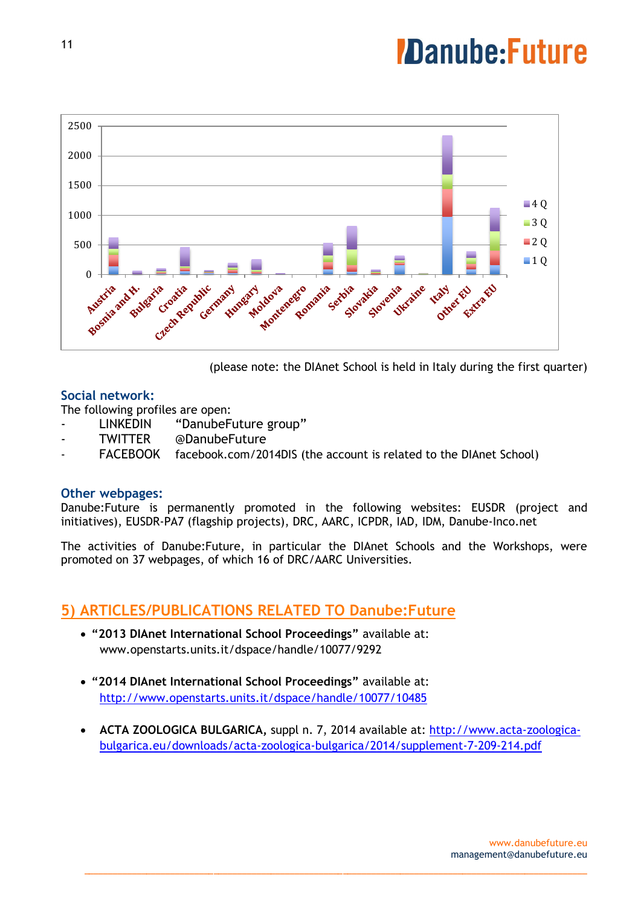(please note: the DIAnet School is held in Italy during the first quarter)

### Social network:

The following profiles are open:

- LINKEDIN "DanubeFuture group"
- TWITTER @DanubeFuture
- FACEBOOK facebook.com/2014DIS (the account is related to the DIAnet School)

### Other webpages:

Danube:Future is permanently promoted in the following websites: EUSDR (project and initiatives), EUSDR-PA7 (flagship projects), DRC, AARC, ICPDR, IAD, IDM, Danube-Inco.net

The activities of Danube:Future, in particular the DIAnet Schools and the Workshops, were promoted on 37 webpages, of which 16 of DRC/AARC Universities.

## 5) ARTICLES/PUBLICATIONS RELATED TO Danube:Future

- **"2013 DIAnet International School Proceedings"** available at: www.openstarts.units.it/dspace/handle/10077/9292
- **"2014 DIAnet International School Proceedings"** available at: http://www.openstarts.units.it/dspace/handle/10077/10485
- **ACTA ZOOLOGICA BULGARICA,** suppl n. 7, 2014 available at: http://www.acta-zoologica-bulgarica.eu/downloads/acta-zoologica-bulgarica/2014/supplement-7-209-214.pdf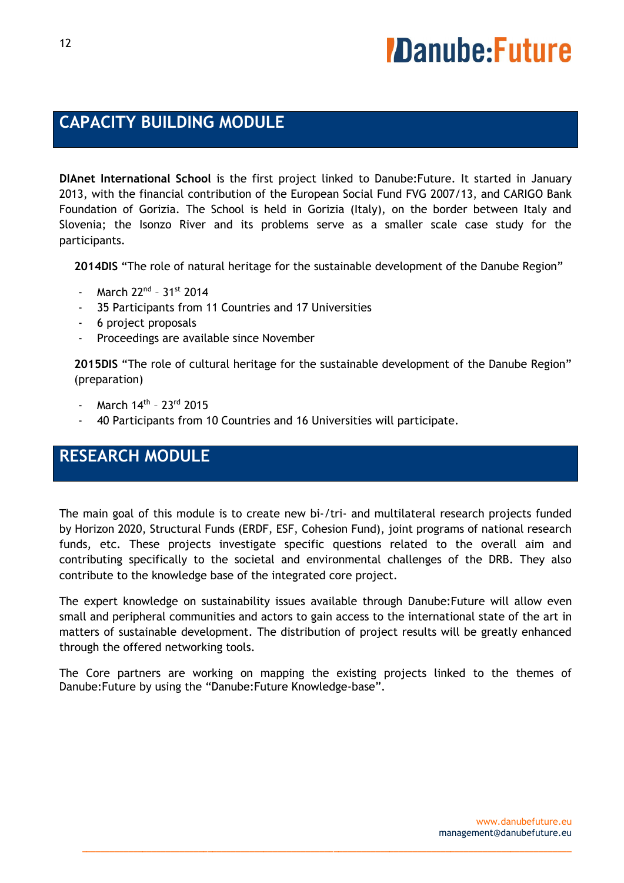## CAPACITY BUILDING MODULE

**DIAnet International School** is the first project linked to Danube:Future. It started in January 2013, with the financial contribution of the European Social Fund FVG 2007/13, and CARIGO Bank Foundation of Gorizia. The School is held in Gorizia (Italy), on the border between Italy and Slovenia; the Isonzo River and its problems serve as a smaller scale case study for the participants.

**2014DIS** “The role of natural heritage for the sustainable development of the Danube Region”

- March 22nd – 31st 2014
- 35 Participants from 11 Countries and 17 Universities
- 6 project proposals
- Proceedings are available since November

**2015DIS** “The role of cultural heritage for the sustainable development of the Danube Region” (preparation)

- March 14th – 23rd 2015
- 40 Participants from 10 Countries and 16 Universities will participate.

## RESEARCH MODULE

The main goal of this module is to create new bi-/tri- and multilateral research projects funded by Horizon 2020, Structural Funds (ERDF, ESF, Cohesion Fund), joint programs of national research funds, etc. These projects investigate specific questions related to the overall aim and contributing specifically to the societal and environmental challenges of the DRB. They also contribute to the knowledge base of the integrated core project.

The expert knowledge on sustainability issues available through Danube:Future will allow even small and peripheral communities and actors to gain access to the international state of the art in matters of sustainable development. The distribution of project results will be greatly enhanced through the offered networking tools.

The Core partners are working on mapping the existing projects linked to the themes of Danube:Future by using the “Danube:Future Knowledge-base”.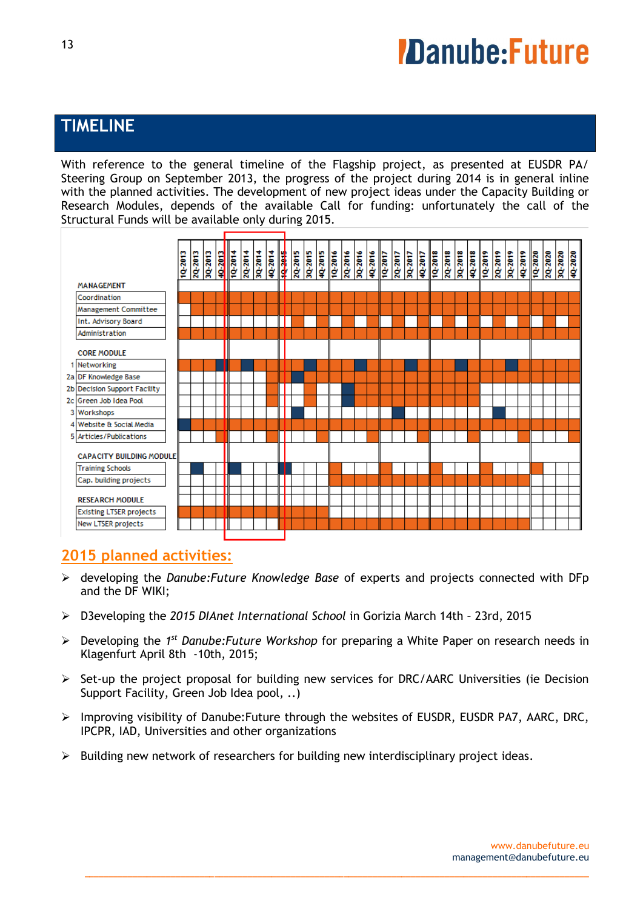## TIMELINE

With reference to the general timeline of the Flagship project, as presented at EUSDR PA/ Steering Group on September 2013, the progress of the project during 2014 is in general inline with the planned activities. The development of new project ideas under the Capacity Building or Research Modules, depends of the available Call for funding: unfortunately the call of the Structural Funds will be available only during 2015.

1Q-2013 2Q-2013 3Q-2013 4Q-2013 1Q-2014 2Q-2014 3Q-2014 4Q-2014 1Q-2015 2Q-2015 3Q-2015 4Q-2015 1Q-2016 2Q-2016 3Q-2016 4Q-2016 1Q-2017 2Q-2017 3Q-2017 4Q-2017 1Q-2018 2Q-2018 3Q-2018 4Q-2018 1Q-2019 2Q-2019 3Q-2019 4Q-2019 1Q-2020 2Q-2020 3Q-2020 4Q-2020

MANAGEMENT
Coordination
Management Committee
Int. Advisory Board
Administration

CORE MODULE
1 Networking
2a DF Knowledge Base
2b Decision Support Facility
2c Green Job Idea Pool
3 Workshops
4 Website & Social Media
5 Articles/Publications

CAPACITY BUILDING MODULE
Training Schools
Cap. building projects

RESEARCH MODULE
Existing LTSER projects
New LTSER projects

## 2015 planned activities:

- developing the *Danube:Future Knowledge Base* of experts and projects connected with DFp and the DF WIKI;
- D3eveloping the *2015 DIAnet International School* in Gorizia March 14th – 23rd, 2015
- Developing the 1st *Danube:Future Workshop* for preparing a White Paper on research needs in Klagenfurt April 8th -10th, 2015;
- Set-up the project proposal for building new services for DRC/AARC Universities (ie Decision Support Facility, Green Job Idea pool, ..)
- Improving visibility of Danube:Future through the websites of EUSDR, EUSDR PA7, AARC, DRC, IPCPR, IAD, Universities and other organizations
- Building new network of researchers for building new interdisciplinary project ideas.

www.danubefuture.eu
management@danubefuture.eu